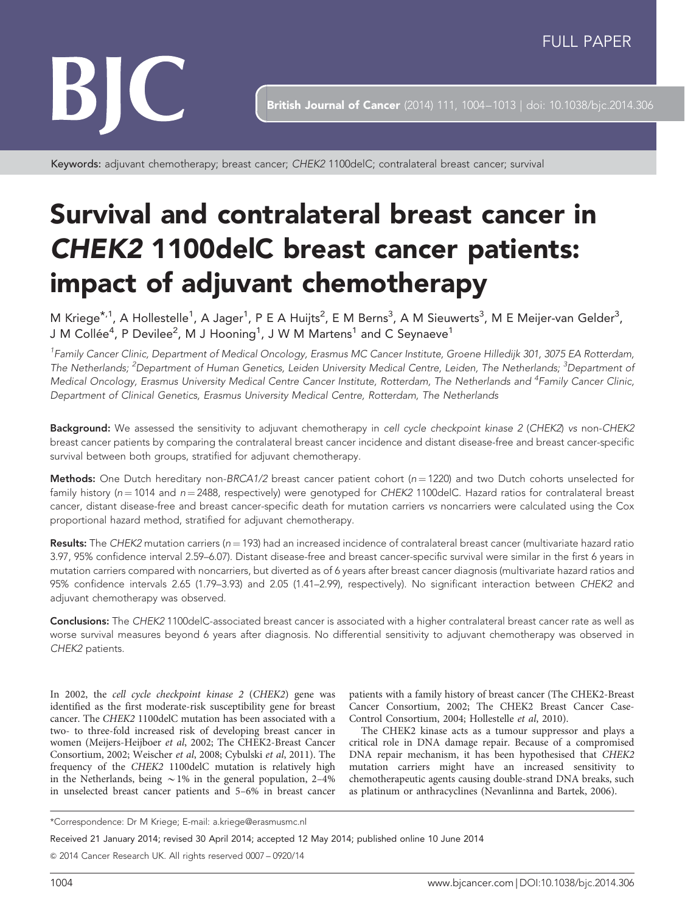FULL PAPER

**Keywords:** adjuvant chemotherapy; breast cancer; *CHEK2* 1100delC; contralateral breast cancer; survival

# Survival and contralateral breast cancer in *CHEK2* 1100delC breast cancer patients: impact of adjuvant chemotherapy

M Kriege*[,1], A Hollestelle[1], A Jager[1], P E A Huijts[2], E M Berns[3], A M Sieuwerts[3], M E Meijer-van Gelder[3], J M Collée[4], P Devilee[2], M J Hooning[1], J W M Martens[1] and C Seynaeve[1]

[1]Family Cancer Clinic, Department of Medical Oncology, Erasmus MC Cancer Institute, Groene Hilledijk 301, 3075 EA Rotterdam, The Netherlands; [2]Department of Human Genetics, Leiden University Medical Centre, Leiden, The Netherlands; [3]Department of Medical Oncology, Erasmus University Medical Centre Cancer Institute, Rotterdam, The Netherlands and [4]Family Cancer Clinic, Department of Clinical Genetics, Erasmus University Medical Centre, Rotterdam, The Netherlands

**Background:** We assessed the sensitivity to adjuvant chemotherapy in *cell cycle checkpoint kinase 2* (*CHEK2*) *vs* non-*CHEK2* breast cancer patients by comparing the contralateral breast cancer incidence and distant disease-free and breast cancer-specific survival between both groups, stratified for adjuvant chemotherapy.

**Methods:** One Dutch hereditary non-*BRCA1/2* breast cancer patient cohort ($n = 1220$) and two Dutch cohorts unselected for family history ($n = 1014$ and $n = 2488$, respectively) were genotyped for *CHEK2* 1100delC. Hazard ratios for contralateral breast cancer, distant disease-free and breast cancer-specific death for mutation carriers *vs* noncarriers were calculated using the Cox proportional hazard method, stratified for adjuvant chemotherapy.

**Results:** The *CHEK2* mutation carriers ($n = 193$) had an increased incidence of contralateral breast cancer (multivariate hazard ratio 3.97, 95% confidence interval 2.59–6.07). Distant disease-free and breast cancer-specific survival were similar in the first 6 years in mutation carriers compared with noncarriers, but diverted as of 6 years after breast cancer diagnosis (multivariate hazard ratios and 95% confidence intervals 2.65 (1.79–3.93) and 2.05 (1.41–2.99), respectively). No significant interaction between *CHEK2* and adjuvant chemotherapy was observed.

**Conclusions:** The *CHEK2* 1100delC-associated breast cancer is associated with a higher contralateral breast cancer rate as well as worse survival measures beyond 6 years after diagnosis. No differential sensitivity to adjuvant chemotherapy was observed in *CHEK2* patients.

In 2002, the *cell cycle checkpoint kinase 2* (*CHEK2*) gene was identified as the first moderate-risk susceptibility gene for breast cancer. The *CHEK2* 1100delC mutation has been associated with a two- to three-fold increased risk of developing breast cancer in women (Meijers-Heijboer *et al*, 2002; The CHEK2-Breast Cancer Consortium, 2002; Weischer *et al*, 2008; Cybulski *et al*, 2011). The frequency of the *CHEK2* 1100delC mutation is relatively high in the Netherlands, being ~1% in the general population, 2–4% in unselected breast cancer patients and 5–6% in breast cancer patients with a family history of breast cancer (The CHEK2-Breast Cancer Consortium, 2002; The CHEK2 Breast Cancer Case-Control Consortium, 2004; Hollestelle *et al*, 2010).

The CHEK2 kinase acts as a tumour suppressor and plays a critical role in DNA damage repair. Because of a compromised DNA repair mechanism, it has been hypothesised that *CHEK2* mutation carriers might have an increased sensitivity to chemotherapeutic agents causing double-strand DNA breaks, such as platinum or anthracyclines (Nevanlinna and Bartek, 2006).

*Correspondence: Dr M Kriege; E-mail: a.kriege@erasmusmc.nl

Received 21 January 2014; revised 30 April 2014; accepted 12 May 2014; published online 10 June 2014

© 2014 Cancer Research UK. All rights reserved 0007 – 0920/14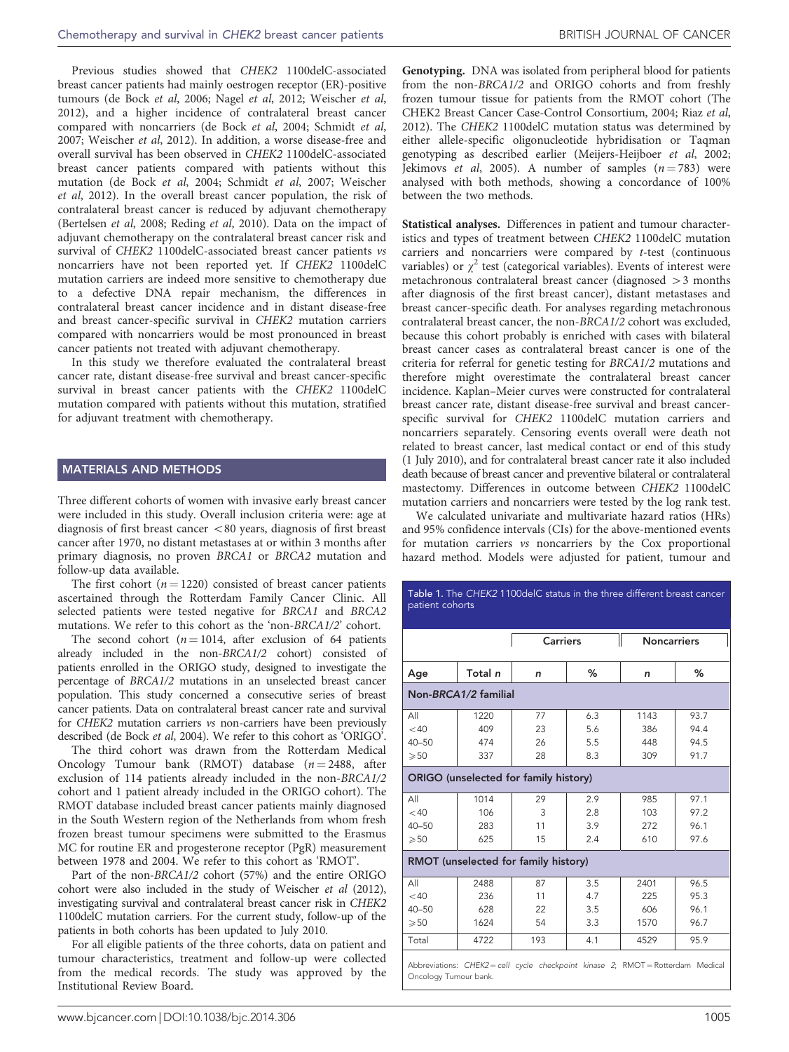Previous studies showed that *CHEK2* 1100delC-associated breast cancer patients had mainly oestrogen receptor (ER)-positive tumours (de Bock *et al*, 2006; Nagel *et al*, 2012; Weischer *et al*, 2012), and a higher incidence of contralateral breast cancer compared with noncarriers (de Bock *et al*, 2004; Schmidt *et al*, 2007; Weischer *et al*, 2012). In addition, a worse disease-free and overall survival has been observed in *CHEK2* 1100delC-associated breast cancer patients compared with patients without this mutation (de Bock *et al*, 2004; Schmidt *et al*, 2007; Weischer *et al*, 2012). In the overall breast cancer population, the risk of contralateral breast cancer is reduced by adjuvant chemotherapy (Bertelsen *et al*, 2008; Reding *et al*, 2010). Data on the impact of adjuvant chemotherapy on the contralateral breast cancer risk and survival of *CHEK2* 1100delC-associated breast cancer patients *vs* noncarriers have not been reported yet. If *CHEK2* 1100delC mutation carriers are indeed more sensitive to chemotherapy due to a defective DNA repair mechanism, the differences in contralateral breast cancer incidence and in distant disease-free and breast cancer-specific survival in *CHEK2* mutation carriers compared with noncarriers would be most pronounced in breast cancer patients not treated with adjuvant chemotherapy.

In this study we therefore evaluated the contralateral breast cancer rate, distant disease-free survival and breast cancer-specific survival in breast cancer patients with the *CHEK2* 1100delC mutation compared with patients without this mutation, stratified for adjuvant treatment with chemotherapy.

## MATERIALS AND METHODS

Three different cohorts of women with invasive early breast cancer were included in this study. Overall inclusion criteria were: age at diagnosis of first breast cancer <80 years, diagnosis of first breast cancer after 1970, no distant metastases at or within 3 months after primary diagnosis, no proven *BRCA1* or *BRCA2* mutation and follow-up data available.

The first cohort ($n = 1220$) consisted of breast cancer patients ascertained through the Rotterdam Family Cancer Clinic. All selected patients were tested negative for *BRCA1* and *BRCA2* mutations. We refer to this cohort as the 'non-*BRCA1/2*' cohort.

The second cohort ($n = 1014$, after exclusion of 64 patients already included in the non-*BRCA1/2* cohort) consisted of patients enrolled in the ORIGO study, designed to investigate the percentage of *BRCA1/2* mutations in an unselected breast cancer population. This study concerned a consecutive series of breast cancer patients. Data on contralateral breast cancer rate and survival for *CHEK2* mutation carriers *vs* non-carriers have been previously described (de Bock *et al*, 2004). We refer to this cohort as 'ORIGO'.

The third cohort was drawn from the Rotterdam Medical Oncology Tumour bank (RMOT) database ($n = 2488$, after exclusion of 114 patients already included in the non-*BRCA1/2* cohort and 1 patient already included in the ORIGO cohort). The RMOT database included breast cancer patients mainly diagnosed in the South Western region of the Netherlands from whom fresh frozen breast tumour specimens were submitted to the Erasmus MC for routine ER and progesterone receptor (PgR) measurement between 1978 and 2004. We refer to this cohort as 'RMOT'.

Part of the non-*BRCA1/2* cohort (57%) and the entire ORIGO cohort were also included in the study of Weischer *et al* (2012), investigating survival and contralateral breast cancer risk in *CHEK2* 1100delC mutation carriers. For the current study, follow-up of the patients in both cohorts has been updated to July 2010.

For all eligible patients of the three cohorts, data on patient and tumour characteristics, treatment and follow-up were collected from the medical records. The study was approved by the Institutional Review Board.

**Genotyping.** DNA was isolated from peripheral blood for patients from the non-*BRCA1/2* and ORIGO cohorts and from freshly frozen tumour tissue for patients from the RMOT cohort (The CHEK2 Breast Cancer Case-Control Consortium, 2004; Riaz *et al*, 2012). The *CHEK2* 1100delC mutation status was determined by either allele-specific oligonucleotide hybridisation or Taqman genotyping as described earlier (Meijers-Heijboer *et al*, 2002; Jekimovs *et al*, 2005). A number of samples ($n = 783$) were analysed with both methods, showing a concordance of 100% between the two methods.

**Statistical analyses.** Differences in patient and tumour characteristics and types of treatment between *CHEK2* 1100delC mutation carriers and noncarriers were compared by *t*-test (continuous variables) or $\chi^2$ test (categorical variables). Events of interest were metachronous contralateral breast cancer (diagnosed >3 months after diagnosis of the first breast cancer), distant metastases and breast cancer-specific death. For analyses regarding metachronous contralateral breast cancer, the non-*BRCA1/2* cohort was excluded, because this cohort probably is enriched with cases with bilateral breast cancer cases as contralateral breast cancer is one of the criteria for referral for genetic testing for *BRCA1/2* mutations and therefore might overestimate the contralateral breast cancer incidence. Kaplan–Meier curves were constructed for contralateral breast cancer rate, distant disease-free survival and breast cancer-specific survival for *CHEK2* 1100delC mutation carriers and noncarriers separately. Censoring events overall were death not related to breast cancer, last medical contact or end of this study (1 July 2010), and for contralateral breast cancer rate it also included death because of breast cancer and preventive bilateral or contralateral mastectomy. Differences in outcome between *CHEK2* 1100delC mutation carriers and noncarriers were tested by the log rank test.

We calculated univariate and multivariate hazard ratios (HRs) and 95% confidence intervals (CIs) for the above-mentioned events for mutation carriers *vs* noncarriers by the Cox proportional hazard method. Models were adjusted for patient, tumour and

**Table 1.** The *CHEK2* 1100delC status in the three different breast cancer patient cohorts

| | | Carriers | | Noncarriers | |
|---|---|---|---|---|---|
| **Age** | **Total *n*** | ***n*** | **%** | ***n*** | **%** |
| **Non-*BRCA1/2* familial** | | | | | |
| All | 1220 | 77 | 6.3 | 1143 | 93.7 |
| <40 | 409 | 23 | 5.6 | 386 | 94.4 |
| 40–50 | 474 | 26 | 5.5 | 448 | 94.5 |
| ⩾50 | 337 | 28 | 8.3 | 309 | 91.7 |
| **ORIGO (unselected for family history)** | | | | | |
| All | 1014 | 29 | 2.9 | 985 | 97.1 |
| <40 | 106 | 3 | 2.8 | 103 | 97.2 |
| 40–50 | 283 | 11 | 3.9 | 272 | 96.1 |
| ⩾50 | 625 | 15 | 2.4 | 610 | 97.6 |
| **RMOT (unselected for family history)** | | | | | |
| All | 2488 | 87 | 3.5 | 2401 | 96.5 |
| <40 | 236 | 11 | 4.7 | 225 | 95.3 |
| 40–50 | 628 | 22 | 3.5 | 606 | 96.1 |
| ⩾50 | 1624 | 54 | 3.3 | 1570 | 96.7 |
| Total | 4722 | 193 | 4.1 | 4529 | 95.9 |

Abbreviations: *CHEK2* = cell cycle checkpoint kinase 2; RMOT = Rotterdam Medical Oncology Tumour bank.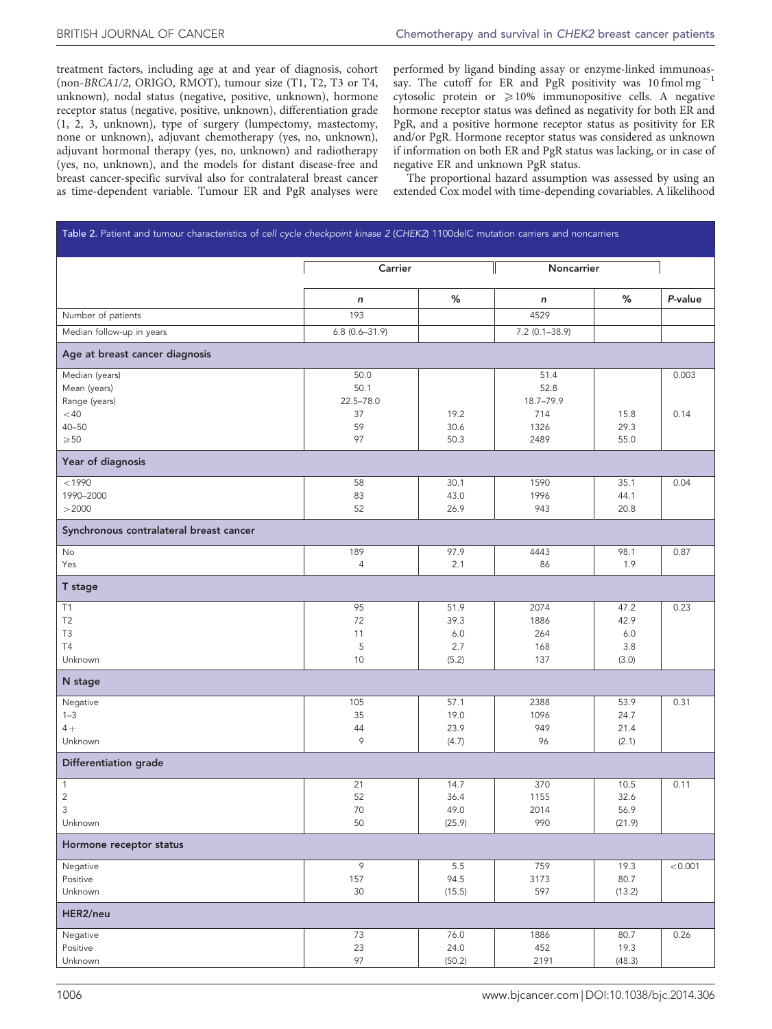treatment factors, including age at and year of diagnosis, cohort (non-*BRCA1/2*, ORIGO, RMOT), tumour size (T1, T2, T3 or T4, unknown), nodal status (negative, positive, unknown), hormone receptor status (negative, positive, unknown), differentiation grade (1, 2, 3, unknown), type of surgery (lumpectomy, mastectomy, none or unknown), adjuvant chemotherapy (yes, no, unknown), adjuvant hormonal therapy (yes, no, unknown) and radiotherapy (yes, no, unknown), and the models for distant disease-free and breast cancer-specific survival also for contralateral breast cancer as time-dependent variable. Tumour ER and PgR analyses were performed by ligand binding assay or enzyme-linked immunoassay. The cutoff for ER and PgR positivity was 10 fmol mg$^{-1}$ cytosolic protein or ⩾10% immunopositive cells. A negative hormone receptor status was defined as negativity for both ER and PgR, and a positive hormone receptor status as positivity for ER and/or PgR. Hormone receptor status was considered as unknown if information on both ER and PgR status was lacking, or in case of negative ER and unknown PgR status.

The proportional hazard assumption was assessed by using an extended Cox model with time-depending covariables. A likelihood

Table 2. Patient and tumour characteristics of *cell cycle checkpoint kinase 2* (*CHEK2*) 1100delC mutation carriers and noncarriers

| | Carrier | | Noncarrier | | |
|---|---|---|---|---|---|
| | *n* | % | *n* | % | *P*-value |
| Number of patients | 193 | | 4529 | | |
| Median follow-up in years | 6.8 (0.6–31.9) | | 7.2 (0.1–38.9) | | |
| **Age at breast cancer diagnosis** | | | | | |
| Median (years) | 50.0 | | 51.4 | | 0.003 |
| Mean (years) | 50.1 | | 52.8 | | |
| Range (years) | 22.5–78.0 | | 18.7–79.9 | | |
| <40 | 37 | 19.2 | 714 | 15.8 | 0.14 |
| 40–50 | 59 | 30.6 | 1326 | 29.3 | |
| ⩾50 | 97 | 50.3 | 2489 | 55.0 | |
| **Year of diagnosis** | | | | | |
| <1990 | 58 | 30.1 | 1590 | 35.1 | 0.04 |
| 1990–2000 | 83 | 43.0 | 1996 | 44.1 | |
| >2000 | 52 | 26.9 | 943 | 20.8 | |
| **Synchronous contralateral breast cancer** | | | | | |
| No | 189 | 97.9 | 4443 | 98.1 | 0.87 |
| Yes | 4 | 2.1 | 86 | 1.9 | |
| **T stage** | | | | | |
| T1 | 95 | 51.9 | 2074 | 47.2 | 0.23 |
| T2 | 72 | 39.3 | 1886 | 42.9 | |
| T3 | 11 | 6.0 | 264 | 6.0 | |
| T4 | 5 | 2.7 | 168 | 3.8 | |
| Unknown | 10 | (5.2) | 137 | (3.0) | |
| **N stage** | | | | | |
| Negative | 105 | 57.1 | 2388 | 53.9 | 0.31 |
| 1–3 | 35 | 19.0 | 1096 | 24.7 | |
| 4+ | 44 | 23.9 | 949 | 21.4 | |
| Unknown | 9 | (4.7) | 96 | (2.1) | |
| **Differentiation grade** | | | | | |
| 1 | 21 | 14.7 | 370 | 10.5 | 0.11 |
| 2 | 52 | 36.4 | 1155 | 32.6 | |
| 3 | 70 | 49.0 | 2014 | 56.9 | |
| Unknown | 50 | (25.9) | 990 | (21.9) | |
| **Hormone receptor status** | | | | | |
| Negative | 9 | 5.5 | 759 | 19.3 | <0.001 |
| Positive | 157 | 94.5 | 3173 | 80.7 | |
| Unknown | 30 | (15.5) | 597 | (13.2) | |
| **HER2/neu** | | | | | |
| Negative | 73 | 76.0 | 1886 | 80.7 | 0.26 |
| Positive | 23 | 24.0 | 452 | 19.3 | |
| Unknown | 97 | (50.2) | 2191 | (48.3) | |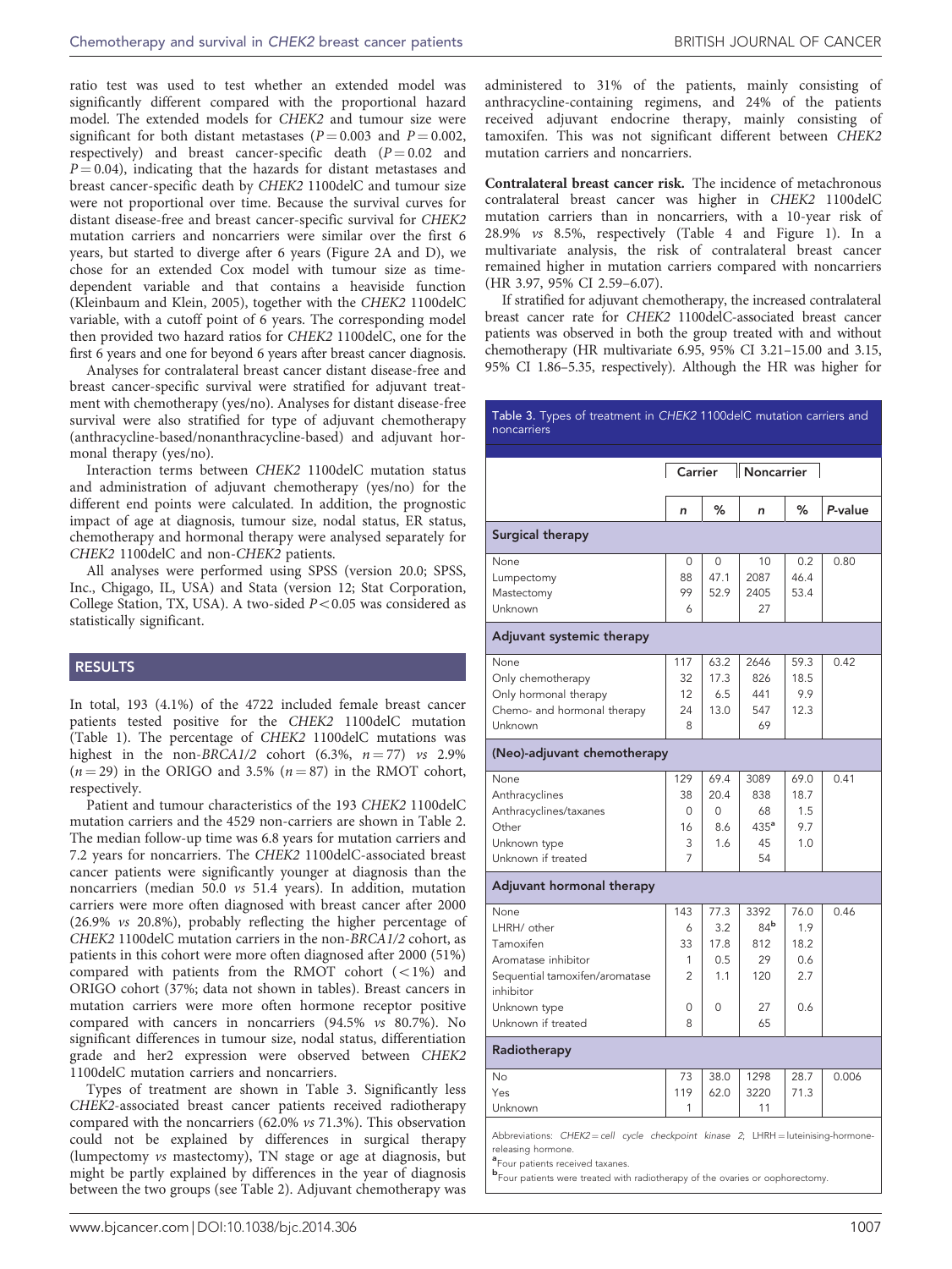ratio test was used to test whether an extended model was significantly different compared with the proportional hazard model. The extended models for *CHEK2* and tumour size were significant for both distant metastases ($P = 0.003$ and $P = 0.002$, respectively) and breast cancer-specific death ($P = 0.02$ and $P = 0.04$), indicating that the hazards for distant metastases and breast cancer-specific death by *CHEK2* 1100delC and tumour size were not proportional over time. Because the survival curves for distant disease-free and breast cancer-specific survival for *CHEK2* mutation carriers and noncarriers were similar over the first 6 years, but started to diverge after 6 years (Figure 2A and D), we chose for an extended Cox model with tumour size as time-dependent variable and that contains a heaviside function (Kleinbaum and Klein, 2005), together with the *CHEK2* 1100delC variable, with a cutoff point of 6 years. The corresponding model then provided two hazard ratios for *CHEK2* 1100delC, one for the first 6 years and one for beyond 6 years after breast cancer diagnosis.

Analyses for contralateral breast cancer distant disease-free and breast cancer-specific survival were stratified for adjuvant treatment with chemotherapy (yes/no). Analyses for distant disease-free survival were also stratified for type of adjuvant chemotherapy (anthracycline-based/nonanthracycline-based) and adjuvant hormonal therapy (yes/no).

Interaction terms between *CHEK2* 1100delC mutation status and administration of adjuvant chemotherapy (yes/no) for the different end points were calculated. In addition, the prognostic impact of age at diagnosis, tumour size, nodal status, ER status, chemotherapy and hormonal therapy were analysed separately for *CHEK2* 1100delC and non-*CHEK2* patients.

All analyses were performed using SPSS (version 20.0; SPSS, Inc., Chigago, IL, USA) and Stata (version 12; Stat Corporation, College Station, TX, USA). A two-sided $P < 0.05$ was considered as statistically significant.

## RESULTS

In total, 193 (4.1%) of the 4722 included female breast cancer patients tested positive for the *CHEK2* 1100delC mutation (Table 1). The percentage of *CHEK2* 1100delC mutations was highest in the non-*BRCA1/2* cohort (6.3%, $n = 77$) *vs* 2.9% ($n = 29$) in the ORIGO and 3.5% ($n = 87$) in the RMOT cohort, respectively.

Patient and tumour characteristics of the 193 *CHEK2* 1100delC mutation carriers and the 4529 non-carriers are shown in Table 2. The median follow-up time was 6.8 years for mutation carriers and 7.2 years for noncarriers. The *CHEK2* 1100delC-associated breast cancer patients were significantly younger at diagnosis than the noncarriers (median 50.0 *vs* 51.4 years). In addition, mutation carriers were more often diagnosed with breast cancer after 2000 (26.9% *vs* 20.8%), probably reflecting the higher percentage of *CHEK2* 1100delC mutation carriers in the non-*BRCA1/2* cohort, as patients in this cohort were more often diagnosed after 2000 (51%) compared with patients from the RMOT cohort (<1%) and ORIGO cohort (37%; data not shown in tables). Breast cancers in mutation carriers were more often hormone receptor positive compared with cancers in noncarriers (94.5% *vs* 80.7%). No significant differences in tumour size, nodal status, differentiation grade and her2 expression were observed between *CHEK2* 1100delC mutation carriers and noncarriers.

Types of treatment are shown in Table 3. Significantly less *CHEK2*-associated breast cancer patients received radiotherapy compared with the noncarriers (62.0% *vs* 71.3%). This observation could not be explained by differences in surgical therapy (lumpectomy *vs* mastectomy), TN stage or age at diagnosis, but might be partly explained by differences in the year of diagnosis between the two groups (see Table 2). Adjuvant chemotherapy was administered to 31% of the patients, mainly consisting of anthracycline-containing regimens, and 24% of the patients received adjuvant endocrine therapy, mainly consisting of tamoxifen. This was not significant different between *CHEK2* mutation carriers and noncarriers.

**Contralateral breast cancer risk.** The incidence of metachronous contralateral breast cancer was higher in *CHEK2* 1100delC mutation carriers than in noncarriers, with a 10-year risk of 28.9% *vs* 8.5%, respectively (Table 4 and Figure 1). In a multivariate analysis, the risk of contralateral breast cancer remained higher in mutation carriers compared with noncarriers (HR 3.97, 95% CI 2.59–6.07).

If stratified for adjuvant chemotherapy, the increased contralateral breast cancer rate for *CHEK2* 1100delC-associated breast cancer patients was observed in both the group treated with and without chemotherapy (HR multivariate 6.95, 95% CI 3.21–15.00 and 3.15, 95% CI 1.86–5.35, respectively). Although the HR was higher for

Table 3. Types of treatment in *CHEK2* 1100delC mutation carriers and noncarriers

| | Carrier | | Noncarrier | | |
|---|---|---|---|---|---|
| | ***n*** | **%** | ***n*** | **%** | ***P*-value** |
| **Surgical therapy** | | | | | |
| None | 0 | 0 | 10 | 0.2 | 0.80 |
| Lumpectomy | 88 | 47.1 | 2087 | 46.4 | |
| Mastectomy | 99 | 52.9 | 2405 | 53.4 | |
| Unknown | 6 | | 27 | | |
| **Adjuvant systemic therapy** | | | | | |
| None | 117 | 63.2 | 2646 | 59.3 | 0.42 |
| Only chemotherapy | 32 | 17.3 | 826 | 18.5 | |
| Only hormonal therapy | 12 | 6.5 | 441 | 9.9 | |
| Chemo- and hormonal therapy | 24 | 13.0 | 547 | 12.3 | |
| Unknown | 8 | | 69 | | |
| **(Neo)-adjuvant chemotherapy** | | | | | |
| None | 129 | 69.4 | 3089 | 69.0 | 0.41 |
| Anthracyclines | 38 | 20.4 | 838 | 18.7 | |
| Anthracyclines/taxanes | 0 | 0 | 68 | 1.5 | |
| Other | 16 | 8.6 | 435[a] | 9.7 | |
| Unknown type | 3 | 1.6 | 45 | 1.0 | |
| Unknown if treated | 7 | | 54 | | |
| **Adjuvant hormonal therapy** | | | | | |
| None | 143 | 77.3 | 3392 | 76.0 | 0.46 |
| LHRH/ other | 6 | 3.2 | 84[b] | 1.9 | |
| Tamoxifen | 33 | 17.8 | 812 | 18.2 | |
| Aromatase inhibitor | 1 | 0.5 | 29 | 0.6 | |
| Sequential tamoxifen/aromatase inhibitor | 2 | 1.1 | 120 | 2.7 | |
| Unknown type | 0 | 0 | 27 | 0.6 | |
| Unknown if treated | 8 | | 65 | | |
| **Radiotherapy** | | | | | |
| No | 73 | 38.0 | 1298 | 28.7 | 0.006 |
| Yes | 119 | 62.0 | 3220 | 71.3 | |
| Unknown | 1 | | 11 | | |

Abbreviations: *CHEK2* = *cell cycle checkpoint kinase 2*; LHRH = luteinising-hormone-releasing hormone.

[a]Four patients received taxanes.

[b]Four patients were treated with radiotherapy of the ovaries or oophorectomy.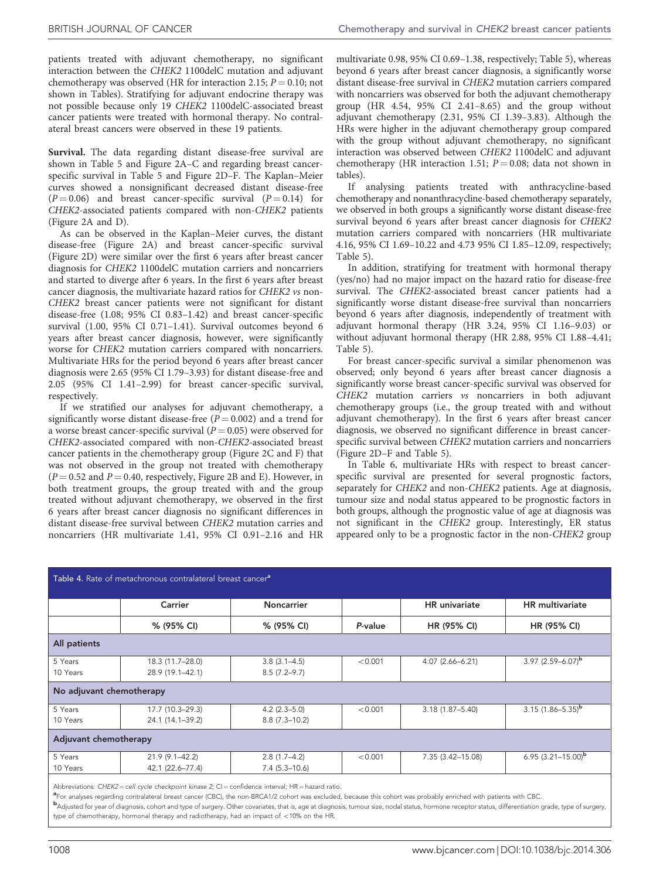patients treated with adjuvant chemotherapy, no significant interaction between the *CHEK2* 1100delC mutation and adjuvant chemotherapy was observed (HR for interaction 2.15; $P = 0.10$; not shown in Tables). Stratifying for adjuvant endocrine therapy was not possible because only 19 *CHEK2* 1100delC-associated breast cancer patients were treated with hormonal therapy. No contralateral breast cancers were observed in these 19 patients.

**Survival.** The data regarding distant disease-free survival are shown in Table 5 and Figure 2A–C and regarding breast cancer-specific survival in Table 5 and Figure 2D–F. The Kaplan–Meier curves showed a nonsignificant decreased distant disease-free ($P = 0.06$) and breast cancer-specific survival ($P = 0.14$) for *CHEK2*-associated patients compared with non-*CHEK2* patients (Figure 2A and D).

As can be observed in the Kaplan–Meier curves, the distant disease-free (Figure 2A) and breast cancer-specific survival (Figure 2D) were similar over the first 6 years after breast cancer diagnosis for *CHEK2* 1100delC mutation carriers and noncarriers and started to diverge after 6 years. In the first 6 years after breast cancer diagnosis, the multivariate hazard ratios for *CHEK2 vs* non-*CHEK2* breast cancer patients were not significant for distant disease-free (1.08; 95% CI 0.83–1.42) and breast cancer-specific survival (1.00, 95% CI 0.71–1.41). Survival outcomes beyond 6 years after breast cancer diagnosis, however, were significantly worse for *CHEK2* mutation carriers compared with noncarriers. Multivariate HRs for the period beyond 6 years after breast cancer diagnosis were 2.65 (95% CI 1.79–3.93) for distant disease-free and 2.05 (95% CI 1.41–2.99) for breast cancer-specific survival, respectively.

If we stratified our analyses for adjuvant chemotherapy, a significantly worse distant disease-free ($P = 0.002$) and a trend for a worse breast cancer-specific survival ($P = 0.05$) were observed for *CHEK2*-associated compared with non-*CHEK2*-associated breast cancer patients in the chemotherapy group (Figure 2C and F) that was not observed in the group not treated with chemotherapy ($P = 0.52$ and $P = 0.40$, respectively, Figure 2B and E). However, in both treatment groups, the group treated with and the group treated without adjuvant chemotherapy, we observed in the first 6 years after breast cancer diagnosis no significant differences in distant disease-free survival between *CHEK2* mutation carries and noncarriers (HR multivariate 1.41, 95% CI 0.91–2.16 and HR multivariate 0.98, 95% CI 0.69–1.38, respectively; Table 5), whereas beyond 6 years after breast cancer diagnosis, a significantly worse distant disease-free survival in *CHEK2* mutation carriers compared with noncarriers was observed for both the adjuvant chemotherapy group (HR 4.54, 95% CI 2.41–8.65) and the group without adjuvant chemotherapy (2.31, 95% CI 1.39–3.83). Although the HRs were higher in the adjuvant chemotherapy group compared with the group without adjuvant chemotherapy, no significant interaction was observed between *CHEK2* 1100delC and adjuvant chemotherapy (HR interaction 1.51; $P = 0.08$; data not shown in tables).

If analysing patients treated with anthracycline-based chemotherapy and nonanthracycline-based chemotherapy separately, we observed in both groups a significantly worse distant disease-free survival beyond 6 years after breast cancer diagnosis for *CHEK2* mutation carriers compared with noncarriers (HR multivariate 4.16, 95% CI 1.69–10.22 and 4.73 95% CI 1.85–12.09, respectively; Table 5).

In addition, stratifying for treatment with hormonal therapy (yes/no) had no major impact on the hazard ratio for disease-free survival. The *CHEK2*-associated breast cancer patients had a significantly worse distant disease-free survival than noncarriers beyond 6 years after diagnosis, independently of treatment with adjuvant hormonal therapy (HR 3.24, 95% CI 1.16–9.03) or without adjuvant hormonal therapy (HR 2.88, 95% CI 1.88–4.41; Table 5).

For breast cancer-specific survival a similar phenomenon was observed; only beyond 6 years after breast cancer diagnosis a significantly worse breast cancer-specific survival was observed for *CHEK2* mutation carriers *vs* noncarriers in both adjuvant chemotherapy groups (i.e., the group treated with and without adjuvant chemotherapy). In the first 6 years after breast cancer diagnosis, we observed no significant difference in breast cancer-specific survival between *CHEK2* mutation carriers and noncarriers (Figure 2D–F and Table 5).

In Table 6, multivariate HRs with respect to breast cancer-specific survival are presented for several prognostic factors, separately for *CHEK2* and non-*CHEK2* patients. Age at diagnosis, tumour size and nodal status appeared to be prognostic factors in both groups, although the prognostic value of age at diagnosis was not significant in the *CHEK2* group. Interestingly, ER status appeared only to be a prognostic factor in the non-*CHEK2* group

**Table 4.** Rate of metachronous contralateral breast cancer[a]

| | Carrier | Noncarrier | | HR univariate | HR multivariate |
|---|---|---|---|---|---|
| | % (95% CI) | % (95% CI) | *P*-value | HR (95% CI) | HR (95% CI) |
| **All patients** | | | | | |
| 5 Years | 18.3 (11.7–28.0) | 3.8 (3.1–4.5) | <0.001 | 4.07 (2.66–6.21) | 3.97 (2.59–6.07)[b] |
| 10 Years | 28.9 (19.1–42.1) | 8.5 (7.2–9.7) | | | |
| **No adjuvant chemotherapy** | | | | | |
| 5 Years | 17.7 (10.3–29.3) | 4.2 (2.3–5.0) | <0.001 | 3.18 (1.87–5.40) | 3.15 (1.86–5.35)[b] |
| 10 Years | 24.1 (14.1–39.2) | 8.8 (7.3–10.2) | | | |
| **Adjuvant chemotherapy** | | | | | |
| 5 Years | 21.9 (9.1–42.2) | 2.8 (1.7–4.2) | <0.001 | 7.35 (3.42–15.08) | 6.95 (3.21–15.00)[b] |
| 10 Years | 42.1 (22.6–77.4) | 7.4 (5.3–10.6) | | | |

Abbreviations: *CHEK2* = *cell cycle checkpoint kinase 2*; CI = confidence interval; HR = hazard ratio.
[a]For analyses regarding contralateral breast cancer (CBC), the non-BRCA1/2 cohort was excluded, because this cohort was probably enriched with patients with CBC.
[b]Adjusted for year of diagnosis, cohort and type of surgery. Other covariates, that is, age at diagnosis, tumour size, nodal status, hormone receptor status, differentiation grade, type of surgery, type of chemotherapy, hormonal therapy and radiotherapy, had an impact of <10% on the HR.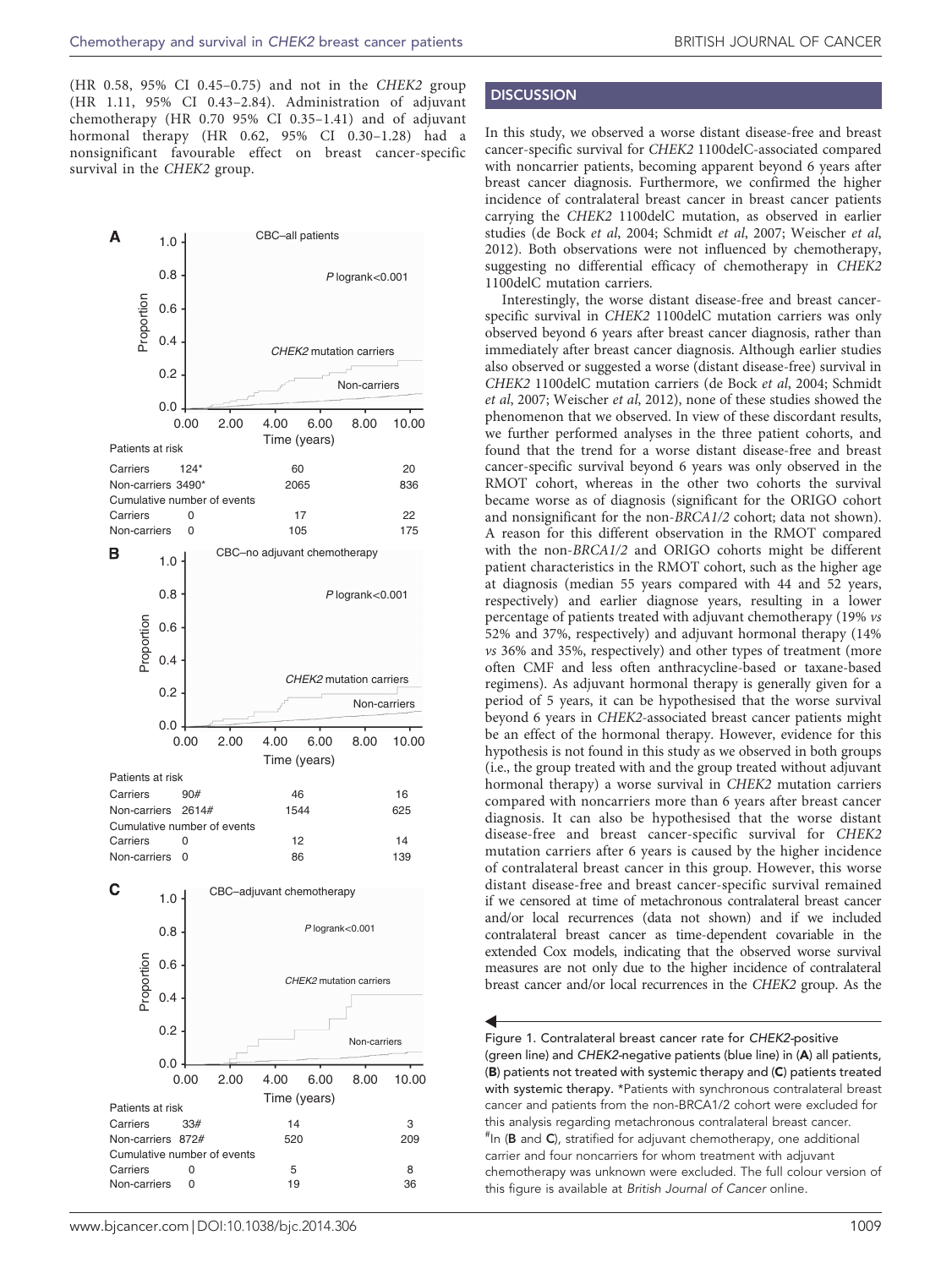(HR 0.58, 95% CI 0.45–0.75) and not in the *CHEK2* group (HR 1.11, 95% CI 0.43–2.84). Administration of adjuvant chemotherapy (HR 0.70 95% CI 0.35–1.41) and of adjuvant hormonal therapy (HR 0.62, 95% CI 0.30–1.28) had a nonsignificant favourable effect on breast cancer-specific survival in the *CHEK2* group.

**A** CBC–all patients

*P* logrank<0.001

Patients at risk

| | 0.00 | 5.00 | 10.00 |
|---|---|---|---|
| Carriers | 124* | 60 | 20 |
| Non-carriers | 3490* | 2065 | 836 |

Cumulative number of events

| | | | |
|---|---|---|---|
| Carriers | 0 | 17 | 22 |
| Non-carriers | 0 | 105 | 175 |

**B** CBC–no adjuvant chemotherapy

*P* logrank<0.001

Patients at risk

| | 0.00 | 5.00 | 10.00 |
|---|---|---|---|
| Carriers | 90# | 46 | 16 |
| Non-carriers | 2614# | 1544 | 625 |

Cumulative number of events

| | | | |
|---|---|---|---|
| Carriers | 0 | 12 | 14 |
| Non-carriers | 0 | 86 | 139 |

**C** CBC–adjuvant chemotherapy

*P* logrank<0.001

Patients at risk

| | 0.00 | 5.00 | 10.00 |
|---|---|---|---|
| Carriers | 33# | 14 | 3 |
| Non-carriers | 872# | 520 | 209 |

Cumulative number of events

| | | | |
|---|---|---|---|
| Carriers | 0 | 5 | 8 |
| Non-carriers | 0 | 19 | 36 |

Figure 1. Contralateral breast cancer rate for *CHEK2*-positive (green line) and *CHEK2*-negative patients (blue line) in (**A**) all patients, (**B**) patients not treated with systemic therapy and (**C**) patients treated with systemic therapy. *Patients with synchronous contralateral breast cancer and patients from the non-BRCA1/2 cohort were excluded for this analysis regarding metachronous contralateral breast cancer. #In (**B** and **C**), stratified for adjuvant chemotherapy, one additional carrier and four noncarriers for whom treatment with adjuvant chemotherapy was unknown were excluded. The full colour version of this figure is available at *British Journal of Cancer* online.

## DISCUSSION

In this study, we observed a worse distant disease-free and breast cancer-specific survival for *CHEK2* 1100delC-associated compared with noncarrier patients, becoming apparent beyond 6 years after breast cancer diagnosis. Furthermore, we confirmed the higher incidence of contralateral breast cancer in breast cancer patients carrying the *CHEK2* 1100delC mutation, as observed in earlier studies (de Bock *et al*, 2004; Schmidt *et al*, 2007; Weischer *et al*, 2012). Both observations were not influenced by chemotherapy, suggesting no differential efficacy of chemotherapy in *CHEK2* 1100delC mutation carriers.

Interestingly, the worse distant disease-free and breast cancer-specific survival in *CHEK2* 1100delC mutation carriers was only observed beyond 6 years after breast cancer diagnosis, rather than immediately after breast cancer diagnosis. Although earlier studies also observed or suggested a worse (distant disease-free) survival in *CHEK2* 1100delC mutation carriers (de Bock *et al*, 2004; Schmidt *et al*, 2007; Weischer *et al*, 2012), none of these studies showed the phenomenon that we observed. In view of these discordant results, we further performed analyses in the three patient cohorts, and found that the trend for a worse distant disease-free and breast cancer-specific survival beyond 6 years was only observed in the RMOT cohort, whereas in the other two cohorts the survival became worse as of diagnosis (significant for the ORIGO cohort and nonsignificant for the non-*BRCA1/2* cohort; data not shown). A reason for this different observation in the RMOT compared with the non-*BRCA1/2* and ORIGO cohorts might be different patient characteristics in the RMOT cohort, such as the higher age at diagnosis (median 55 years compared with 44 and 52 years, respectively) and earlier diagnose years, resulting in a lower percentage of patients treated with adjuvant chemotherapy (19% *vs* 52% and 37%, respectively) and adjuvant hormonal therapy (14% *vs* 36% and 35%, respectively) and other types of treatment (more often CMF and less often anthracycline-based or taxane-based regimens). As adjuvant hormonal therapy is generally given for a period of 5 years, it can be hypothesised that the worse survival beyond 6 years in *CHEK2*-associated breast cancer patients might be an effect of the hormonal therapy. However, evidence for this hypothesis is not found in this study as we observed in both groups (i.e., the group treated with and the group treated without adjuvant hormonal therapy) a worse survival in *CHEK2* mutation carriers compared with noncarriers more than 6 years after breast cancer diagnosis. It can also be hypothesised that the worse distant disease-free and breast cancer-specific survival for *CHEK2* mutation carriers after 6 years is caused by the higher incidence of contralateral breast cancer in this group. However, this worse distant disease-free and breast cancer-specific survival remained if we censored at time of metachronous contralateral breast cancer and/or local recurrences (data not shown) and if we included contralateral breast cancer as time-dependent covariable in the extended Cox models, indicating that the observed worse survival measures are not only due to the higher incidence of contralateral breast cancer and/or local recurrences in the *CHEK2* group. As the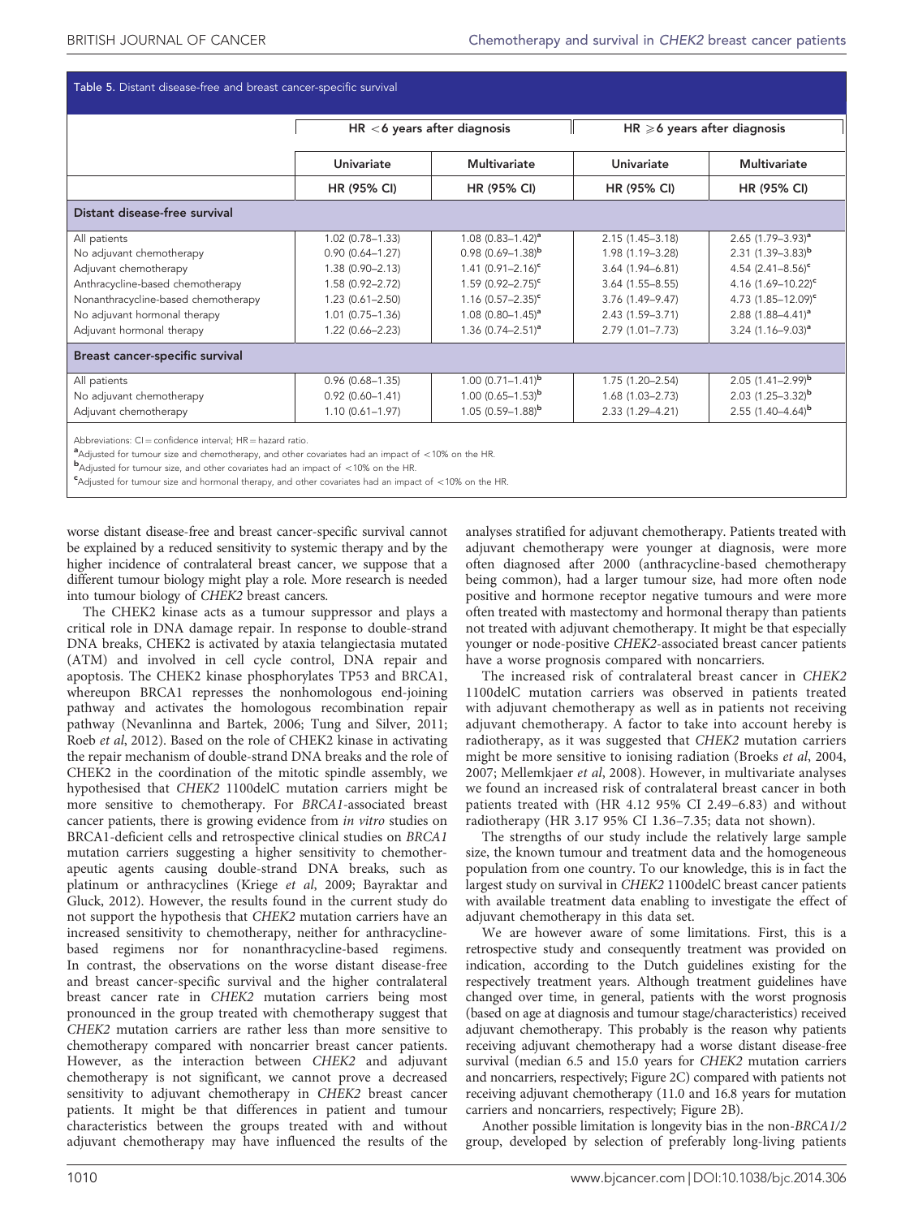Table 5. Distant disease-free and breast cancer-specific survival

| | HR <6 years after diagnosis | | HR ⩾6 years after diagnosis | |
|---|---|---|---|---|
| | Univariate | Multivariate | Univariate | Multivariate |
| | HR (95% CI) | HR (95% CI) | HR (95% CI) | HR (95% CI) |
| **Distant disease-free survival** | | | | |
| All patients | 1.02 (0.78–1.33) | 1.08 (0.83–1.42)[a] | 2.15 (1.45–3.18) | 2.65 (1.79–3.93)[a] |
| No adjuvant chemotherapy | 0.90 (0.64–1.27) | 0.98 (0.69–1.38)[b] | 1.98 (1.19–3.28) | 2.31 (1.39–3.83)[b] |
| Adjuvant chemotherapy | 1.38 (0.90–2.13) | 1.41 (0.91–2.16)[c] | 3.64 (1.94–6.81) | 4.54 (2.41–8.56)[c] |
| Anthracycline-based chemotherapy | 1.58 (0.92–2.72) | 1.59 (0.92–2.75)[c] | 3.64 (1.55–8.55) | 4.16 (1.69–10.22)[c] |
| Nonanthracycline-based chemotherapy | 1.23 (0.61–2.50) | 1.16 (0.57–2.35)[c] | 3.76 (1.49–9.47) | 4.73 (1.85–12.09)[c] |
| No adjuvant hormonal therapy | 1.01 (0.75–1.36) | 1.08 (0.80–1.45)[a] | 2.43 (1.59–3.71) | 2.88 (1.88–4.41)[a] |
| Adjuvant hormonal therapy | 1.22 (0.66–2.23) | 1.36 (0.74–2.51)[a] | 2.79 (1.01–7.73) | 3.24 (1.16–9.03)[a] |
| **Breast cancer-specific survival** | | | | |
| All patients | 0.96 (0.68–1.35) | 1.00 (0.71–1.41)[b] | 1.75 (1.20–2.54) | 2.05 (1.41–2.99)[b] |
| No adjuvant chemotherapy | 0.92 (0.60–1.41) | 1.00 (0.65–1.53)[b] | 1.68 (1.03–2.73) | 2.03 (1.25–3.32)[b] |
| Adjuvant chemotherapy | 1.10 (0.61–1.97) | 1.05 (0.59–1.88)[b] | 2.33 (1.29–4.21) | 2.55 (1.40–4.64)[b] |

Abbreviations: CI = confidence interval; HR = hazard ratio.
[a]Adjusted for tumour size and chemotherapy, and other covariates had an impact of <10% on the HR.
[b]Adjusted for tumour size, and other covariates had an impact of <10% on the HR.
[c]Adjusted for tumour size and hormonal therapy, and other covariates had an impact of <10% on the HR.

worse distant disease-free and breast cancer-specific survival cannot be explained by a reduced sensitivity to systemic therapy and by the higher incidence of contralateral breast cancer, we suppose that a different tumour biology might play a role. More research is needed into tumour biology of *CHEK2* breast cancers.

The CHEK2 kinase acts as a tumour suppressor and plays a critical role in DNA damage repair. In response to double-strand DNA breaks, CHEK2 is activated by ataxia telangiectasia mutated (ATM) and involved in cell cycle control, DNA repair and apoptosis. The CHEK2 kinase phosphorylates TP53 and BRCA1, whereupon BRCA1 represses the nonhomologous end-joining pathway and activates the homologous recombination repair pathway (Nevanlinna and Bartek, 2006; Tung and Silver, 2011; Roeb *et al*, 2012). Based on the role of CHEK2 kinase in activating the repair mechanism of double-strand DNA breaks and the role of CHEK2 in the coordination of the mitotic spindle assembly, we hypothesised that *CHEK2* 1100delC mutation carriers might be more sensitive to chemotherapy. For *BRCA1*-associated breast cancer patients, there is growing evidence from *in vitro* studies on BRCA1-deficient cells and retrospective clinical studies on *BRCA1* mutation carriers suggesting a higher sensitivity to chemotherapeutic agents causing double-strand DNA breaks, such as platinum or anthracyclines (Kriege *et al*, 2009; Bayraktar and Gluck, 2012). However, the results found in the current study do not support the hypothesis that *CHEK2* mutation carriers have an increased sensitivity to chemotherapy, neither for anthracycline-based regimens nor for nonanthracycline-based regimens. In contrast, the observations on the worse distant disease-free and breast cancer-specific survival and the higher contralateral breast cancer rate in *CHEK2* mutation carriers being most pronounced in the group treated with chemotherapy suggest that *CHEK2* mutation carriers are rather less than more sensitive to chemotherapy compared with noncarrier breast cancer patients. However, as the interaction between *CHEK2* and adjuvant chemotherapy is not significant, we cannot prove a decreased sensitivity to adjuvant chemotherapy in *CHEK2* breast cancer patients. It might be that differences in patient and tumour characteristics between the groups treated with and without adjuvant chemotherapy may have influenced the results of the analyses stratified for adjuvant chemotherapy. Patients treated with adjuvant chemotherapy were younger at diagnosis, were more often diagnosed after 2000 (anthracycline-based chemotherapy being common), had a larger tumour size, had more often node positive and hormone receptor negative tumours and were more often treated with mastectomy and hormonal therapy than patients not treated with adjuvant chemotherapy. It might be that especially younger or node-positive *CHEK2*-associated breast cancer patients have a worse prognosis compared with noncarriers.

The increased risk of contralateral breast cancer in *CHEK2* 1100delC mutation carriers was observed in patients treated with adjuvant chemotherapy as well as in patients not receiving adjuvant chemotherapy. A factor to take into account hereby is radiotherapy, as it was suggested that *CHEK2* mutation carriers might be more sensitive to ionising radiation (Broeks *et al*, 2004, 2007; Mellemkjaer *et al*, 2008). However, in multivariate analyses we found an increased risk of contralateral breast cancer in both patients treated with (HR 4.12 95% CI 2.49–6.83) and without radiotherapy (HR 3.17 95% CI 1.36–7.35; data not shown).

The strengths of our study include the relatively large sample size, the known tumour and treatment data and the homogeneous population from one country. To our knowledge, this is in fact the largest study on survival in *CHEK2* 1100delC breast cancer patients with available treatment data enabling to investigate the effect of adjuvant chemotherapy in this data set.

We are however aware of some limitations. First, this is a retrospective study and consequently treatment was provided on indication, according to the Dutch guidelines existing for the respectively treatment years. Although treatment guidelines have changed over time, in general, patients with the worst prognosis (based on age at diagnosis and tumour stage/characteristics) received adjuvant chemotherapy. This probably is the reason why patients receiving adjuvant chemotherapy had a worse distant disease-free survival (median 6.5 and 15.0 years for *CHEK2* mutation carriers and noncarriers, respectively; Figure 2C) compared with patients not receiving adjuvant chemotherapy (11.0 and 16.8 years for mutation carriers and noncarriers, respectively; Figure 2B).

Another possible limitation is longevity bias in the non-*BRCA1/2* group, developed by selection of preferably long-living patients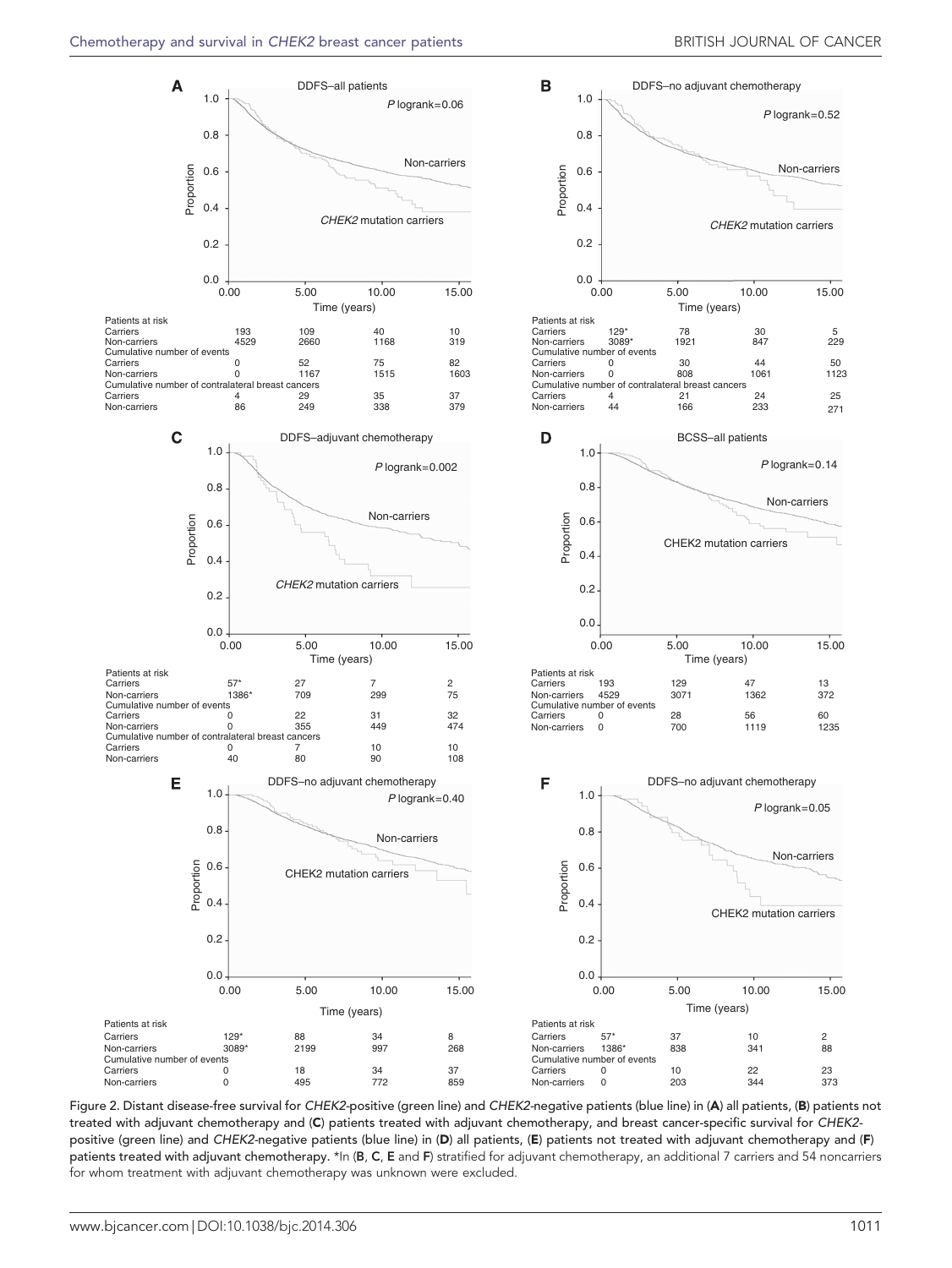**A** DDFS–all patients

*P* logrank=0.06

| Patients at risk | | | | |
|---|---|---|---|---|
| Carriers | 193 | 109 | 40 | 10 |
| Non-carriers | 4529 | 2660 | 1168 | 319 |
| Cumulative number of events | | | | |
| Carriers | 0 | 52 | 75 | 82 |
| Non-carriers | 0 | 1167 | 1515 | 1603 |
| Cumulative number of contralateral breast cancers | | | | |
| Carriers | 4 | 29 | 35 | 37 |
| Non-carriers | 86 | 249 | 338 | 379 |

**B** DDFS–no adjuvant chemotherapy

*P* logrank=0.52

| Patients at risk | | | | |
|---|---|---|---|---|
| Carriers | 129* | 78 | 30 | 5 |
| Non-carriers | 3089* | 1921 | 847 | 229 |
| Cumulative number of events | | | | |
| Carriers | 0 | 30 | 44 | 50 |
| Non-carriers | 0 | 808 | 1061 | 1123 |
| Cumulative number of contralateral breast cancers | | | | |
| Carriers | 4 | 21 | 24 | 25 |
| Non-carriers | 44 | 166 | 233 | 271 |

**C** DDFS–adjuvant chemotherapy

*P* logrank=0.002

| Patients at risk | | | | |
|---|---|---|---|---|
| Carriers | 57* | 27 | 7 | 2 |
| Non-carriers | 1386* | 709 | 299 | 75 |
| Cumulative number of events | | | | |
| Carriers | 0 | 22 | 31 | 32 |
| Non-carriers | 0 | 355 | 449 | 474 |
| Cumulative number of contralateral breast cancers | | | | |
| Carriers | 0 | 7 | 10 | 10 |
| Non-carriers | 40 | 80 | 90 | 108 |

**D** BCSS–all patients

*P* logrank=0.14

| Patients at risk | | | | |
|---|---|---|---|---|
| Carriers | 193 | 129 | 47 | 13 |
| Non-carriers | 4529 | 3071 | 1362 | 372 |
| Cumulative number of events | | | | |
| Carriers | 0 | 28 | 56 | 60 |
| Non-carriers | 0 | 700 | 1119 | 1235 |

**E** DDFS–no adjuvant chemotherapy

*P* logrank=0.40

| Patients at risk | | | | |
|---|---|---|---|---|
| Carriers | 129* | 88 | 34 | 8 |
| Non-carriers | 3089* | 2199 | 997 | 268 |
| Cumulative number of events | | | | |
| Carriers | 0 | 18 | 34 | 37 |
| Non-carriers | 0 | 495 | 772 | 859 |

**F** DDFS–no adjuvant chemotherapy

*P* logrank=0.05

| Patients at risk | | | | |
|---|---|---|---|---|
| Carriers | 57* | 37 | 10 | 2 |
| Non-carriers | 1386* | 838 | 341 | 88 |
| Cumulative number of events | | | | |
| Carriers | 0 | 10 | 22 | 23 |
| Non-carriers | 0 | 203 | 344 | 373 |

Figure 2. Distant disease-free survival for *CHEK2*-positive (green line) and *CHEK2*-negative patients (blue line) in (**A**) all patients, (**B**) patients not treated with adjuvant chemotherapy and (**C**) patients treated with adjuvant chemotherapy, and breast cancer-specific survival for *CHEK2*-positive (green line) and *CHEK2*-negative patients (blue line) in (**D**) all patients, (**E**) patients not treated with adjuvant chemotherapy and (**F**) patients treated with adjuvant chemotherapy. *In (**B**, **C**, **E** and **F**) stratified for adjuvant chemotherapy, an additional 7 carriers and 54 noncarriers for whom treatment with adjuvant chemotherapy was unknown were excluded.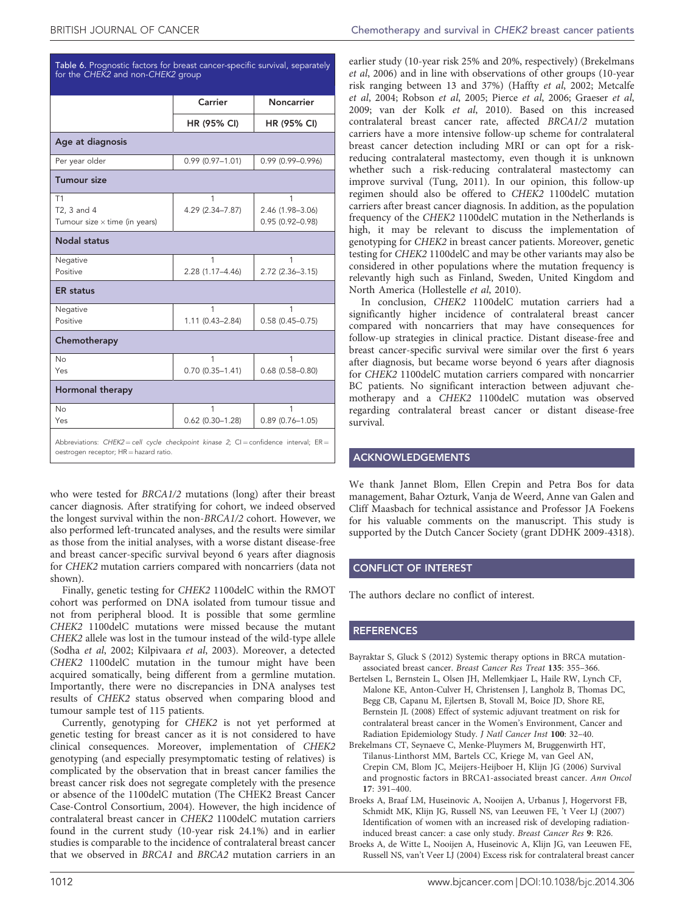Table 6. Prognostic factors for breast cancer-specific survival, separately for the *CHEK2* and non-*CHEK2* group

| | Carrier | Noncarrier |
|---|---|---|
| | HR (95% CI) | HR (95% CI) |
| **Age at diagnosis** | | |
| Per year older | 0.99 (0.97–1.01) | 0.99 (0.99–0.996) |
| **Tumour size** | | |
| T1 | 1 | 1 |
| T2, 3 and 4 | 4.29 (2.34–7.87) | 2.46 (1.98–3.06) |
| Tumour size × time (in years) | | 0.95 (0.92–0.98) |
| **Nodal status** | | |
| Negative | 1 | 1 |
| Positive | 2.28 (1.17–4.46) | 2.72 (2.36–3.15) |
| **ER status** | | |
| Negative | 1 | 1 |
| Positive | 1.11 (0.43–2.84) | 0.58 (0.45–0.75) |
| **Chemotherapy** | | |
| No | 1 | 1 |
| Yes | 0.70 (0.35–1.41) | 0.68 (0.58–0.80) |
| **Hormonal therapy** | | |
| No | 1 | 1 |
| Yes | 0.62 (0.30–1.28) | 0.89 (0.76–1.05) |

Abbreviations: *CHEK2* = *cell cycle checkpoint kinase 2*; CI = confidence interval; ER = oestrogen receptor; HR = hazard ratio.

who were tested for *BRCA1/2* mutations (long) after their breast cancer diagnosis. After stratifying for cohort, we indeed observed the longest survival within the non-*BRCA1/2* cohort. However, we also performed left-truncated analyses, and the results were similar as those from the initial analyses, with a worse distant disease-free and breast cancer-specific survival beyond 6 years after diagnosis for *CHEK2* mutation carriers compared with noncarriers (data not shown).

Finally, genetic testing for *CHEK2* 1100delC within the RMOT cohort was performed on DNA isolated from tumour tissue and not from peripheral blood. It is possible that some germline *CHEK2* 1100delC mutations were missed because the mutant *CHEK2* allele was lost in the tumour instead of the wild-type allele (Sodha *et al*, 2002; Kilpivaara *et al*, 2003). Moreover, a detected *CHEK2* 1100delC mutation in the tumour might have been acquired somatically, being different from a germline mutation. Importantly, there were no discrepancies in DNA analyses test results of *CHEK2* status observed when comparing blood and tumour sample test of 115 patients.

Currently, genotyping for *CHEK2* is not yet performed at genetic testing for breast cancer as it is not considered to have clinical consequences. Moreover, implementation of *CHEK2* genotyping (and especially presymptomatic testing of relatives) is complicated by the observation that in breast cancer families the breast cancer risk does not segregate completely with the presence or absence of the 1100delC mutation (The CHEK2 Breast Cancer Case-Control Consortium, 2004). However, the high incidence of contralateral breast cancer in *CHEK2* 1100delC mutation carriers found in the current study (10-year risk 24.1%) and in earlier studies is comparable to the incidence of contralateral breast cancer that we observed in *BRCA1* and *BRCA2* mutation carriers in an earlier study (10-year risk 25% and 20%, respectively) (Brekelmans *et al*, 2006) and in line with observations of other groups (10-year risk ranging between 13 and 37%) (Haffty *et al*, 2002; Metcalfe *et al*, 2004; Robson *et al*, 2005; Pierce *et al*, 2006; Graeser *et al*, 2009; van der Kolk *et al*, 2010). Based on this increased contralateral breast cancer rate, affected *BRCA1/2* mutation carriers have a more intensive follow-up scheme for contralateral breast cancer detection including MRI or can opt for a risk-reducing contralateral mastectomy, even though it is unknown whether such a risk-reducing contralateral mastectomy can improve survival (Tung, 2011). In our opinion, this follow-up regimen should also be offered to *CHEK2* 1100delC mutation carriers after breast cancer diagnosis. In addition, as the population frequency of the *CHEK2* 1100delC mutation in the Netherlands is high, it may be relevant to discuss the implementation of genotyping for *CHEK2* in breast cancer patients. Moreover, genetic testing for *CHEK2* 1100delC and may be other variants may also be considered in other populations where the mutation frequency is relevantly high such as Finland, Sweden, United Kingdom and North America (Hollestelle *et al*, 2010).

In conclusion, *CHEK2* 1100delC mutation carriers had a significantly higher incidence of contralateral breast cancer compared with noncarriers that may have consequences for follow-up strategies in clinical practice. Distant disease-free and breast cancer-specific survival were similar over the first 6 years after diagnosis, but became worse beyond 6 years after diagnosis for *CHEK2* 1100delC mutation carriers compared with noncarrier BC patients. No significant interaction between adjuvant chemotherapy and a *CHEK2* 1100delC mutation was observed regarding contralateral breast cancer or distant disease-free survival.

## ACKNOWLEDGEMENTS

We thank Jannet Blom, Ellen Crepin and Petra Bos for data management, Bahar Ozturk, Vanja de Weerd, Anne van Galen and Cliff Maasbach for technical assistance and Professor JA Foekens for his valuable comments on the manuscript. This study is supported by the Dutch Cancer Society (grant DDHK 2009-4318).

## CONFLICT OF INTEREST

The authors declare no conflict of interest.

## REFERENCES

Bayraktar S, Gluck S (2012) Systemic therapy options in BRCA mutation-associated breast cancer. *Breast Cancer Res Treat* **135**: 355–366.

Bertelsen L, Bernstein L, Olsen JH, Mellemkjaer L, Haile RW, Lynch CF, Malone KE, Anton-Culver H, Christensen J, Langholz B, Thomas DC, Begg CB, Capanu M, Ejlertsen B, Stovall M, Boice JD, Shore RE, Bernstein JL (2008) Effect of systemic adjuvant treatment on risk for contralateral breast cancer in the Women's Environment, Cancer and Radiation Epidemiology Study. *J Natl Cancer Inst* **100**: 32–40.

Brekelmans CT, Seynaeve C, Menke-Pluymers M, Bruggenwirth HT, Tilanus-Linthorst MM, Bartels CC, Kriege M, van Geel AN, Crepin CM, Blom JC, Meijers-Heijboer H, Klijn JG (2006) Survival and prognostic factors in BRCA1-associated breast cancer. *Ann Oncol* **17**: 391–400.

Broeks A, Braaf LM, Huseinovic A, Nooijen A, Urbanus J, Hogervorst FB, Schmidt MK, Klijn JG, Russell NS, van Leeuwen FE, 't Veer LJ (2007) Identification of women with an increased risk of developing radiation-induced breast cancer: a case only study. *Breast Cancer Res* **9**: R26.

Broeks A, de Witte L, Nooijen A, Huseinovic A, Klijn JG, van Leeuwen FE, Russell NS, van't Veer LJ (2004) Excess risk for contralateral breast cancer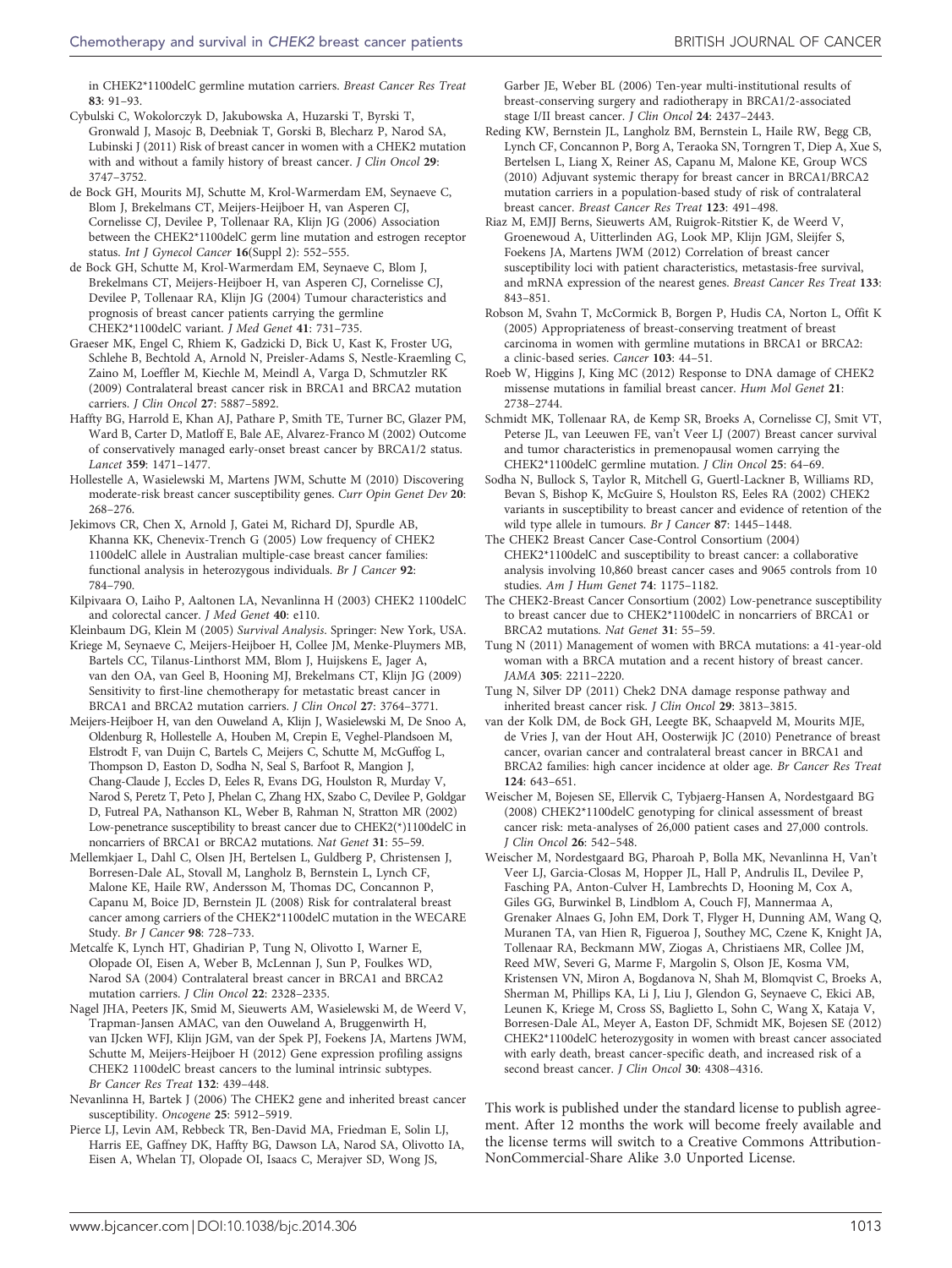in CHEK2*1100delC germline mutation carriers. *Breast Cancer Res Treat* **83**: 91–93.

Cybulski C, Wokolorczyk D, Jakubowska A, Huzarski T, Byrski T, Gronwald J, Masojc B, Deebniak T, Gorski B, Blecharz P, Narod SA, Lubinski J (2011) Risk of breast cancer in women with a CHEK2 mutation with and without a family history of breast cancer. *J Clin Oncol* **29**: 3747–3752.

de Bock GH, Mourits MJ, Schutte M, Krol-Warmerdam EM, Seynaeve C, Blom J, Brekelmans CT, Meijers-Heijboer H, van Asperen CJ, Cornelisse CJ, Devilee P, Tollenaar RA, Klijn JG (2006) Association between the CHEK2*1100delC germ line mutation and estrogen receptor status. *Int J Gynecol Cancer* **16**(Suppl 2): 552–555.

de Bock GH, Schutte M, Krol-Warmerdam EM, Seynaeve C, Blom J, Brekelmans CT, Meijers-Heijboer H, van Asperen CJ, Cornelisse CJ, Devilee P, Tollenaar RA, Klijn JG (2004) Tumour characteristics and prognosis of breast cancer patients carrying the germline CHEK2*1100delC variant. *J Med Genet* **41**: 731–735.

Graeser MK, Engel C, Rhiem K, Gadzicki D, Bick U, Kast K, Froster UG, Schlehe B, Bechtold A, Arnold N, Preisler-Adams S, Nestle-Kraemling C, Zaino M, Loeffler M, Kiechle M, Meindl A, Varga D, Schmutzler RK (2009) Contralateral breast cancer risk in BRCA1 and BRCA2 mutation carriers. *J Clin Oncol* **27**: 5887–5892.

Haffty BG, Harrold E, Khan AJ, Pathare P, Smith TE, Turner BC, Glazer PM, Ward B, Carter D, Matloff E, Bale AE, Alvarez-Franco M (2002) Outcome of conservatively managed early-onset breast cancer by BRCA1/2 status. *Lancet* **359**: 1471–1477.

Hollestelle A, Wasielewski M, Martens JWM, Schutte M (2010) Discovering moderate-risk breast cancer susceptibility genes. *Curr Opin Genet Dev* **20**: 268–276.

Jekimovs CR, Chen X, Arnold J, Gatei M, Richard DJ, Spurdle AB, Khanna KK, Chenevix-Trench G (2005) Low frequency of CHEK2 1100delC allele in Australian multiple-case breast cancer families: functional analysis in heterozygous individuals. *Br J Cancer* **92**: 784–790.

Kilpivaara O, Laiho P, Aaltonen LA, Nevanlinna H (2003) CHEK2 1100delC and colorectal cancer. *J Med Genet* **40**: e110.

Kleinbaum DG, Klein M (2005) *Survival Analysis*. Springer: New York, USA.

Kriege M, Seynaeve C, Meijers-Heijboer H, Collee JM, Menke-Pluymers MB, Bartels CC, Tilanus-Linthorst MM, Blom J, Huijskens E, Jager A, van den OA, van Geel B, Hooning MJ, Brekelmans CT, Klijn JG (2009) Sensitivity to first-line chemotherapy for metastatic breast cancer in BRCA1 and BRCA2 mutation carriers. *J Clin Oncol* **27**: 3764–3771.

Meijers-Heijboer H, van den Ouweland A, Klijn J, Wasielewski M, De Snoo A, Oldenburg R, Hollestelle A, Houben M, Crepin E, Veghel-Plandsoen M, Elstrodt F, van Duijn C, Bartels C, Meijers C, Schutte M, McGuffog L, Thompson D, Easton D, Sodha N, Seal S, Barfoot R, Mangion J, Chang-Claude J, Eccles D, Eeles R, Evans DG, Houlston R, Murday V, Narod S, Peretz T, Peto J, Phelan C, Zhang HX, Szabo C, Devilee P, Goldgar D, Futreal PA, Nathanson KL, Weber B, Rahman N, Stratton MR (2002) Low-penetrance susceptibility to breast cancer due to CHEK2(*)1100delC in noncarriers of BRCA1 or BRCA2 mutations. *Nat Genet* **31**: 55–59.

Mellemkjaer L, Dahl C, Olsen JH, Bertelsen L, Guldberg P, Christensen J, Borresen-Dale AL, Stovall M, Langholz B, Bernstein L, Lynch CF, Malone KE, Haile RW, Andersson M, Thomas DC, Concannon P, Capanu M, Boice JD, Bernstein JL (2008) Risk for contralateral breast cancer among carriers of the CHEK2*1100delC mutation in the WECARE Study. *Br J Cancer* **98**: 728–733.

Metcalfe K, Lynch HT, Ghadirian P, Tung N, Olivotto I, Warner E, Olopade OI, Eisen A, Weber B, McLennan J, Sun P, Foulkes WD, Narod SA (2004) Contralateral breast cancer in BRCA1 and BRCA2 mutation carriers. *J Clin Oncol* **22**: 2328–2335.

Nagel JHA, Peeters JK, Smid M, Sieuwerts AM, Wasielewski M, de Weerd V, Trapman-Jansen AMAC, van den Ouweland A, Bruggenwirth H, van IJcken WFJ, Klijn JGM, van der Spek PJ, Foekens JA, Martens JWM, Schutte M, Meijers-Heijboer H (2012) Gene expression profiling assigns CHEK2 1100delC breast cancers to the luminal intrinsic subtypes. *Br Cancer Res Treat* **132**: 439–448.

Nevanlinna H, Bartek J (2006) The CHEK2 gene and inherited breast cancer susceptibility. *Oncogene* **25**: 5912–5919.

Pierce LJ, Levin AM, Rebbeck TR, Ben-David MA, Friedman E, Solin LJ, Harris EE, Gaffney DK, Haffty BG, Dawson LA, Narod SA, Olivotto IA, Eisen A, Whelan TJ, Olopade OI, Isaacs C, Merajver SD, Wong JS, Garber JE, Weber BL (2006) Ten-year multi-institutional results of breast-conserving surgery and radiotherapy in BRCA1/2-associated stage I/II breast cancer. *J Clin Oncol* **24**: 2437–2443.

Reding KW, Bernstein JL, Langholz BM, Bernstein L, Haile RW, Begg CB, Lynch CF, Concannon P, Borg A, Teraoka SN, Torngren T, Diep A, Xue S, Bertelsen L, Liang X, Reiner AS, Capanu M, Malone KE, Group WCS (2010) Adjuvant systemic therapy for breast cancer in BRCA1/BRCA2 mutation carriers in a population-based study of risk of contralateral breast cancer. *Breast Cancer Res Treat* **123**: 491–498.

Riaz M, EMJJ Berns, Sieuwerts AM, Ruigrok-Ritstier K, de Weerd V, Groenewoud A, Uitterlinden AG, Look MP, Klijn JGM, Sleijfer S, Foekens JA, Martens JWM (2012) Correlation of breast cancer susceptibility loci with patient characteristics, metastasis-free survival, and mRNA expression of the nearest genes. *Breast Cancer Res Treat* **133**: 843–851.

Robson M, Svahn T, McCormick B, Borgen P, Hudis CA, Norton L, Offit K (2005) Appropriateness of breast-conserving treatment of breast carcinoma in women with germline mutations in BRCA1 or BRCA2: a clinic-based series. *Cancer* **103**: 44–51.

Roeb W, Higgins J, King MC (2012) Response to DNA damage of CHEK2 missense mutations in familial breast cancer. *Hum Mol Genet* **21**: 2738–2744.

Schmidt MK, Tollenaar RA, de Kemp SR, Broeks A, Cornelisse CJ, Smit VT, Peterse JL, van Leeuwen FE, van't Veer LJ (2007) Breast cancer survival and tumor characteristics in premenopausal women carrying the CHEK2*1100delC germline mutation. *J Clin Oncol* **25**: 64–69.

Sodha N, Bullock S, Taylor R, Mitchell G, Guertl-Lackner B, Williams RD, Bevan S, Bishop K, McGuire S, Houlston RS, Eeles RA (2002) CHEK2 variants in susceptibility to breast cancer and evidence of retention of the wild type allele in tumours. *Br J Cancer* **87**: 1445–1448.

The CHEK2 Breast Cancer Case-Control Consortium (2004) CHEK2*1100delC and susceptibility to breast cancer: a collaborative analysis involving 10,860 breast cancer cases and 9065 controls from 10 studies. *Am J Hum Genet* **74**: 1175–1182.

The CHEK2-Breast Cancer Consortium (2002) Low-penetrance susceptibility to breast cancer due to CHEK2*1100delC in noncarriers of BRCA1 or BRCA2 mutations. *Nat Genet* **31**: 55–59.

Tung N (2011) Management of women with BRCA mutations: a 41-year-old woman with a BRCA mutation and a recent history of breast cancer. *JAMA* **305**: 2211–2220.

Tung N, Silver DP (2011) Chek2 DNA damage response pathway and inherited breast cancer risk. *J Clin Oncol* **29**: 3813–3815.

van der Kolk DM, de Bock GH, Leegte BK, Schaapveld M, Mourits MJE, de Vries J, van der Hout AH, Oosterwijk JC (2010) Penetrance of breast cancer, ovarian cancer and contralateral breast cancer in BRCA1 and BRCA2 families: high cancer incidence at older age. *Br Cancer Res Treat* **124**: 643–651.

Weischer M, Bojesen SE, Ellervik C, Tybjaerg-Hansen A, Nordestgaard BG (2008) CHEK2*1100delC genotyping for clinical assessment of breast cancer risk: meta-analyses of 26,000 patient cases and 27,000 controls. *J Clin Oncol* **26**: 542–548.

Weischer M, Nordestgaard BG, Pharoah P, Bolla MK, Nevanlinna H, Van't Veer LJ, Garcia-Closas M, Hopper JL, Hall P, Andrulis IL, Devilee P, Fasching PA, Anton-Culver H, Lambrechts D, Hooning M, Cox A, Giles GG, Burwinkel B, Lindblom A, Couch FJ, Mannermaa A, Grenaker Alnaes G, John EM, Dork T, Flyger H, Dunning AM, Wang Q, Muranen TA, van Hien R, Figueroa J, Southey MC, Czene K, Knight JA, Tollenaar RA, Beckmann MW, Ziogas A, Christiaens MR, Collee JM, Reed MW, Severi G, Marme F, Margolin S, Olson JE, Kosma VM, Kristensen VN, Miron A, Bogdanova N, Shah M, Blomqvist C, Broeks A, Sherman M, Phillips KA, Li J, Liu J, Glendon G, Seynaeve C, Ekici AB, Leunen K, Kriege M, Cross SS, Baglietto L, Sohn C, Wang X, Kataja V, Borresen-Dale AL, Meyer A, Easton DF, Schmidt MK, Bojesen SE (2012) CHEK2*1100delC heterozygosity in women with breast cancer associated with early death, breast cancer-specific death, and increased risk of a second breast cancer. *J Clin Oncol* **30**: 4308–4316.

This work is published under the standard license to publish agreement. After 12 months the work will become freely available and the license terms will switch to a Creative Commons Attribution-NonCommercial-Share Alike 3.0 Unported License.